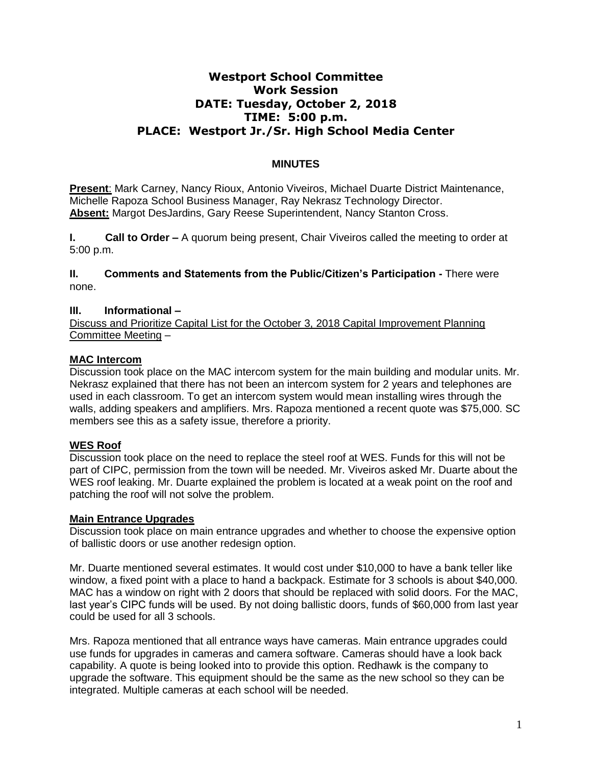# Westport School Committee
## Work Session
## DATE: Tuesday, October 2, 2018
## TIME: 5:00 p.m.
## PLACE: Westport Jr./Sr. High School Media Center

**MINUTES**

**Present**: Mark Carney, Nancy Rioux, Antonio Viveiros, Michael Duarte District Maintenance, Michelle Rapoza School Business Manager, Ray Nekrasz Technology Director.
**Absent:** Margot DesJardins, Gary Reese Superintendent, Nancy Stanton Cross.

**I. Call to Order –** A quorum being present, Chair Viveiros called the meeting to order at 5:00 p.m.

**II. Comments and Statements from the Public/Citizen's Participation -** There were none.

**III. Informational –**
Discuss and Prioritize Capital List for the October 3, 2018 Capital Improvement Planning Committee Meeting –

**MAC Intercom**
Discussion took place on the MAC intercom system for the main building and modular units. Mr. Nekrasz explained that there has not been an intercom system for 2 years and telephones are used in each classroom. To get an intercom system would mean installing wires through the walls, adding speakers and amplifiers. Mrs. Rapoza mentioned a recent quote was $75,000. SC members see this as a safety issue, therefore a priority.

**WES Roof**
Discussion took place on the need to replace the steel roof at WES. Funds for this will not be part of CIPC, permission from the town will be needed. Mr. Viveiros asked Mr. Duarte about the WES roof leaking. Mr. Duarte explained the problem is located at a weak point on the roof and patching the roof will not solve the problem.

**Main Entrance Upgrades**
Discussion took place on main entrance upgrades and whether to choose the expensive option of ballistic doors or use another redesign option.

Mr. Duarte mentioned several estimates. It would cost under $10,000 to have a bank teller like window, a fixed point with a place to hand a backpack. Estimate for 3 schools is about $40,000. MAC has a window on right with 2 doors that should be replaced with solid doors. For the MAC, last year's CIPC funds will be used. By not doing ballistic doors, funds of $60,000 from last year could be used for all 3 schools.

Mrs. Rapoza mentioned that all entrance ways have cameras. Main entrance upgrades could use funds for upgrades in cameras and camera software. Cameras should have a look back capability. A quote is being looked into to provide this option. Redhawk is the company to upgrade the software. This equipment should be the same as the new school so they can be integrated. Multiple cameras at each school will be needed.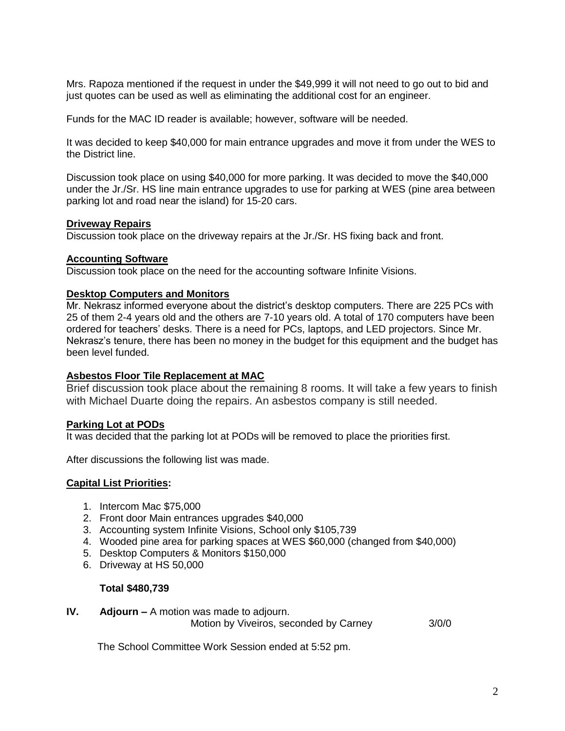Mrs. Rapoza mentioned if the request in under the $49,999 it will not need to go out to bid and just quotes can be used as well as eliminating the additional cost for an engineer.

Funds for the MAC ID reader is available; however, software will be needed.

It was decided to keep $40,000 for main entrance upgrades and move it from under the WES to the District line.

Discussion took place on using $40,000 for more parking. It was decided to move the $40,000 under the Jr./Sr. HS line main entrance upgrades to use for parking at WES (pine area between parking lot and road near the island) for 15-20 cars.

**Driveway Repairs**

Discussion took place on the driveway repairs at the Jr./Sr. HS fixing back and front.

**Accounting Software**

Discussion took place on the need for the accounting software Infinite Visions.

**Desktop Computers and Monitors**

Mr. Nekrasz informed everyone about the district's desktop computers. There are 225 PCs with 25 of them 2-4 years old and the others are 7-10 years old. A total of 170 computers have been ordered for teachers' desks. There is a need for PCs, laptops, and LED projectors. Since Mr. Nekrasz's tenure, there has been no money in the budget for this equipment and the budget has been level funded.

**Asbestos Floor Tile Replacement at MAC**

Brief discussion took place about the remaining 8 rooms. It will take a few years to finish with Michael Duarte doing the repairs. An asbestos company is still needed.

**Parking Lot at PODs**

It was decided that the parking lot at PODs will be removed to place the priorities first.

After discussions the following list was made.

**Capital List Priorities:**

1. Intercom Mac $75,000
2. Front door Main entrances upgrades $40,000
3. Accounting system Infinite Visions, School only $105,739
4. Wooded pine area for parking spaces at WES $60,000 (changed from $40,000)
5. Desktop Computers & Monitors $150,000
6. Driveway at HS 50,000

**Total $480,739**

**IV. Adjourn –** A motion was made to adjourn.
Motion by Viveiros, seconded by Carney 3/0/0

The School Committee Work Session ended at 5:52 pm.